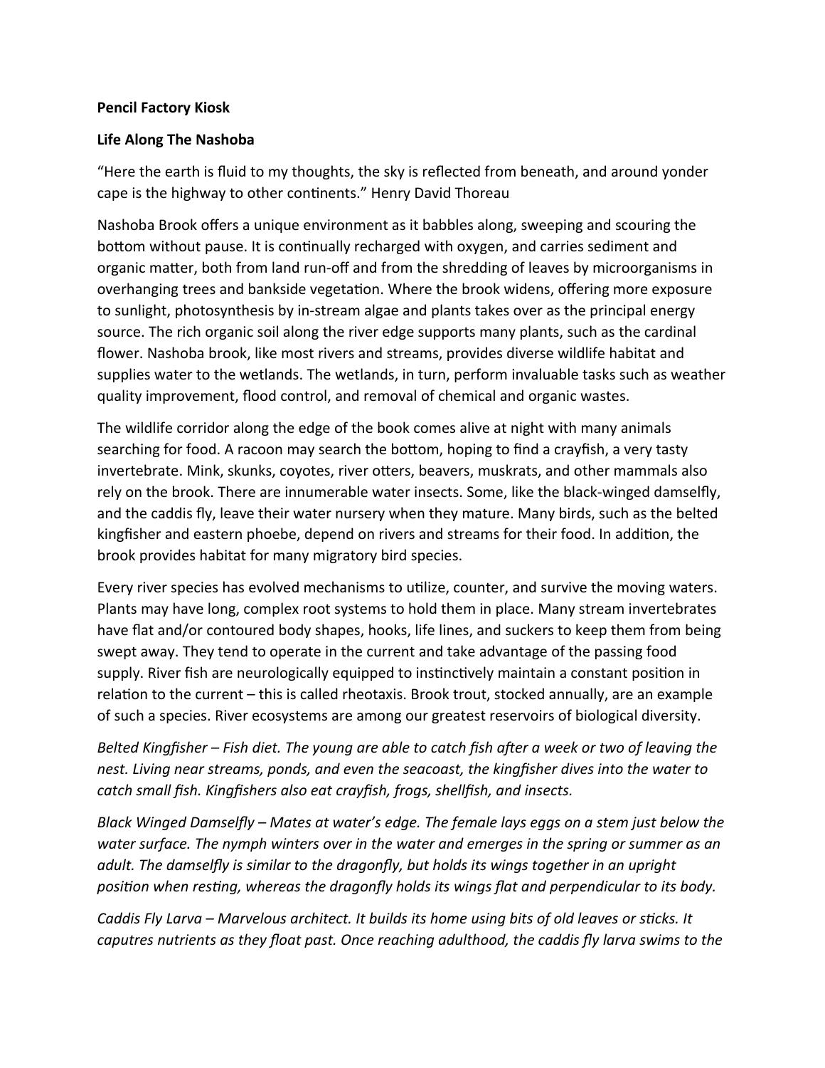**Pencil Factory Kiosk**

**Life Along The Nashoba**

"Here the earth is fluid to my thoughts, the sky is reflected from beneath, and around yonder cape is the highway to other continents." Henry David Thoreau

Nashoba Brook offers a unique environment as it babbles along, sweeping and scouring the bottom without pause. It is continually recharged with oxygen, and carries sediment and organic matter, both from land run-off and from the shredding of leaves by microorganisms in overhanging trees and bankside vegetation. Where the brook widens, offering more exposure to sunlight, photosynthesis by in-stream algae and plants takes over as the principal energy source. The rich organic soil along the river edge supports many plants, such as the cardinal flower. Nashoba brook, like most rivers and streams, provides diverse wildlife habitat and supplies water to the wetlands. The wetlands, in turn, perform invaluable tasks such as weather quality improvement, flood control, and removal of chemical and organic wastes.

The wildlife corridor along the edge of the book comes alive at night with many animals searching for food. A racoon may search the bottom, hoping to find a crayfish, a very tasty invertebrate. Mink, skunks, coyotes, river otters, beavers, muskrats, and other mammals also rely on the brook. There are innumerable water insects. Some, like the black-winged damselfly, and the caddis fly, leave their water nursery when they mature. Many birds, such as the belted kingfisher and eastern phoebe, depend on rivers and streams for their food. In addition, the brook provides habitat for many migratory bird species.

Every river species has evolved mechanisms to utilize, counter, and survive the moving waters. Plants may have long, complex root systems to hold them in place. Many stream invertebrates have flat and/or contoured body shapes, hooks, life lines, and suckers to keep them from being swept away. They tend to operate in the current and take advantage of the passing food supply. River fish are neurologically equipped to instinctively maintain a constant position in relation to the current – this is called rheotaxis. Brook trout, stocked annually, are an example of such a species. River ecosystems are among our greatest reservoirs of biological diversity.

*Belted Kingfisher – Fish diet. The young are able to catch fish after a week or two of leaving the nest. Living near streams, ponds, and even the seacoast, the kingfisher dives into the water to catch small fish. Kingfishers also eat crayfish, frogs, shellfish, and insects.*

*Black Winged Damselfly – Mates at water's edge. The female lays eggs on a stem just below the water surface. The nymph winters over in the water and emerges in the spring or summer as an adult. The damselfly is similar to the dragonfly, but holds its wings together in an upright position when resting, whereas the dragonfly holds its wings flat and perpendicular to its body.*

*Caddis Fly Larva – Marvelous architect. It builds its home using bits of old leaves or sticks. It caputres nutrients as they float past. Once reaching adulthood, the caddis fly larva swims to the*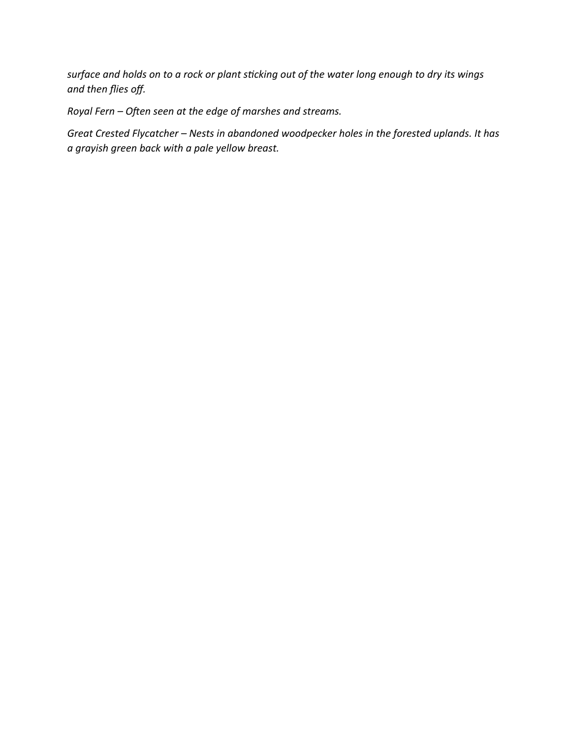*surface and holds on to a rock or plant sticking out of the water long enough to dry its wings and then flies off.*

*Royal Fern – Often seen at the edge of marshes and streams.*

*Great Crested Flycatcher – Nests in abandoned woodpecker holes in the forested uplands. It has a grayish green back with a pale yellow breast.*